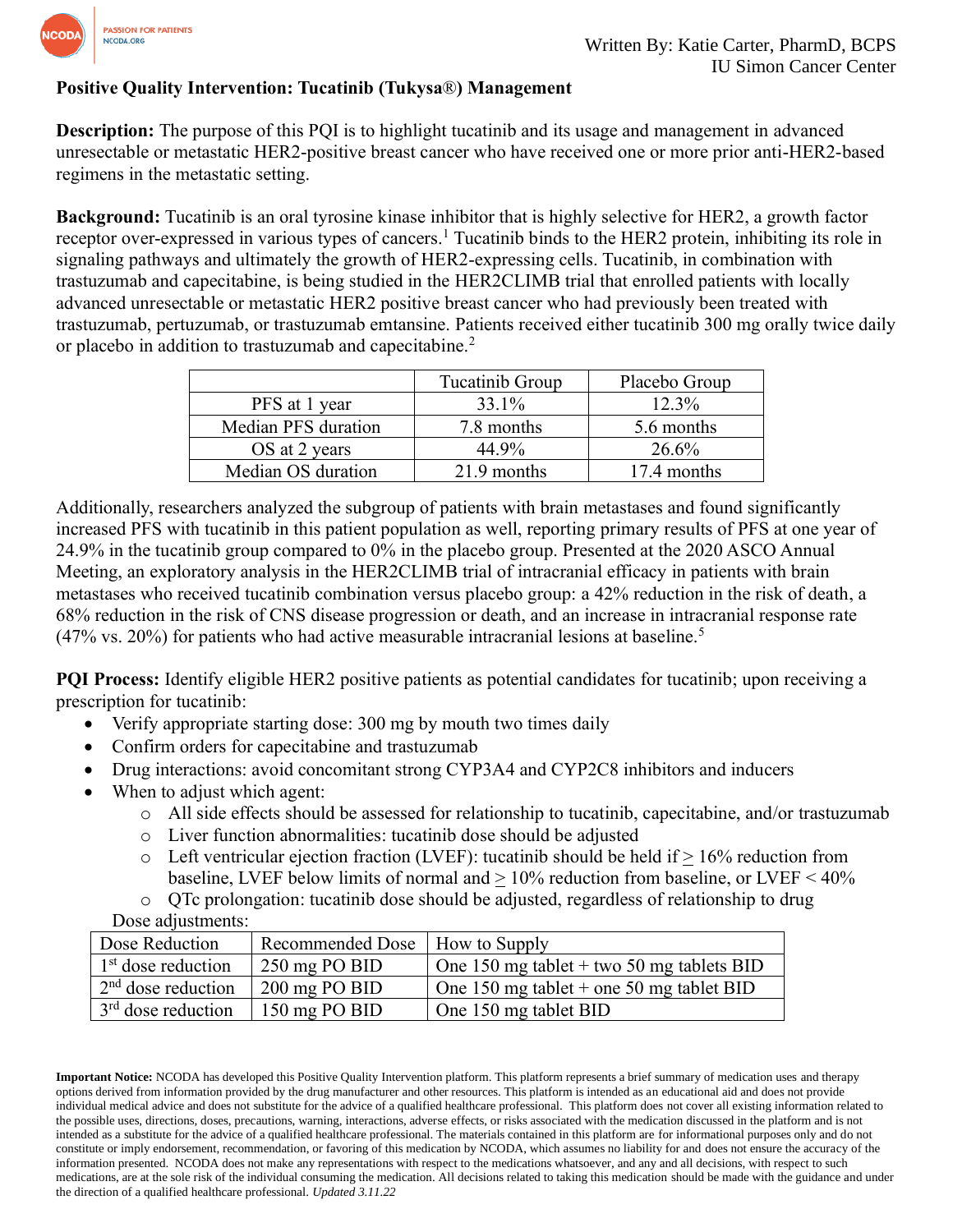Written By: Katie Carter, PharmD, BCPS
IU Simon Cancer Center

# Positive Quality Intervention: Tucatinib (Tukysa®) Management

**Description:** The purpose of this PQI is to highlight tucatinib and its usage and management in advanced unresectable or metastatic HER2-positive breast cancer who have received one or more prior anti-HER2-based regimens in the metastatic setting.

**Background:** Tucatinib is an oral tyrosine kinase inhibitor that is highly selective for HER2, a growth factor receptor over-expressed in various types of cancers.[1] Tucatinib binds to the HER2 protein, inhibiting its role in signaling pathways and ultimately the growth of HER2-expressing cells. Tucatinib, in combination with trastuzumab and capecitabine, is being studied in the HER2CLIMB trial that enrolled patients with locally advanced unresectable or metastatic HER2 positive breast cancer who had previously been treated with trastuzumab, pertuzumab, or trastuzumab emtansine. Patients received either tucatinib 300 mg orally twice daily or placebo in addition to trastuzumab and capecitabine.[2]

| | Tucatinib Group | Placebo Group |
|---|---|---|
| PFS at 1 year | 33.1% | 12.3% |
| Median PFS duration | 7.8 months | 5.6 months |
| OS at 2 years | 44.9% | 26.6% |
| Median OS duration | 21.9 months | 17.4 months |

Additionally, researchers analyzed the subgroup of patients with brain metastases and found significantly increased PFS with tucatinib in this patient population as well, reporting primary results of PFS at one year of 24.9% in the tucatinib group compared to 0% in the placebo group. Presented at the 2020 ASCO Annual Meeting, an exploratory analysis in the HER2CLIMB trial of intracranial efficacy in patients with brain metastases who received tucatinib combination versus placebo group: a 42% reduction in the risk of death, a 68% reduction in the risk of CNS disease progression or death, and an increase in intracranial response rate (47% vs. 20%) for patients who had active measurable intracranial lesions at baseline.[5]

**PQI Process:** Identify eligible HER2 positive patients as potential candidates for tucatinib; upon receiving a prescription for tucatinib:

- Verify appropriate starting dose: 300 mg by mouth two times daily
- Confirm orders for capecitabine and trastuzumab
- Drug interactions: avoid concomitant strong CYP3A4 and CYP2C8 inhibitors and inducers
- When to adjust which agent:
  - All side effects should be assessed for relationship to tucatinib, capecitabine, and/or trastuzumab
  - Liver function abnormalities: tucatinib dose should be adjusted
  - Left ventricular ejection fraction (LVEF): tucatinib should be held if ≥ 16% reduction from baseline, LVEF below limits of normal and ≥ 10% reduction from baseline, or LVEF < 40%
  - QTc prolongation: tucatinib dose should be adjusted, regardless of relationship to drug

Dose adjustments:

| Dose Reduction | Recommended Dose | How to Supply |
|---|---|---|
| 1st dose reduction | 250 mg PO BID | One 150 mg tablet + two 50 mg tablets BID |
| 2nd dose reduction | 200 mg PO BID | One 150 mg tablet + one 50 mg tablet BID |
| 3rd dose reduction | 150 mg PO BID | One 150 mg tablet BID |

**Important Notice:** NCODA has developed this Positive Quality Intervention platform. This platform represents a brief summary of medication uses and therapy options derived from information provided by the drug manufacturer and other resources. This platform is intended as an educational aid and does not provide individual medical advice and does not substitute for the advice of a qualified healthcare professional. This platform does not cover all existing information related to the possible uses, directions, doses, precautions, warning, interactions, adverse effects, or risks associated with the medication discussed in the platform and is not intended as a substitute for the advice of a qualified healthcare professional. The materials contained in this platform are for informational purposes only and do not constitute or imply endorsement, recommendation, or favoring of this medication by NCODA, which assumes no liability for and does not ensure the accuracy of the information presented. NCODA does not make any representations with respect to the medications whatsoever, and any and all decisions, with respect to such medications, are at the sole risk of the individual consuming the medication. All decisions related to taking this medication should be made with the guidance and under the direction of a qualified healthcare professional. *Updated 3.11.22*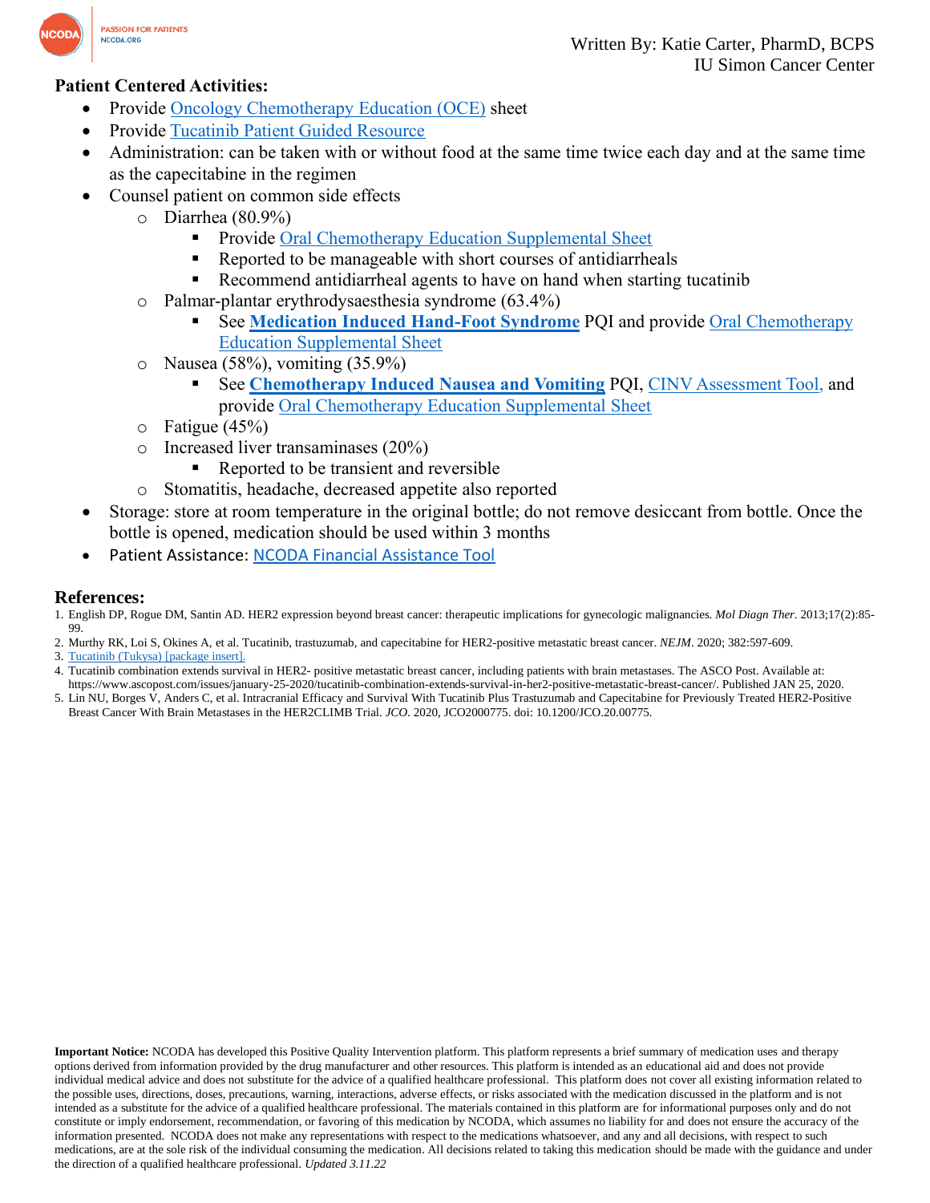Written By: Katie Carter, PharmD, BCPS
IU Simon Cancer Center

**Patient Centered Activities:**

- Provide Oncology Chemotherapy Education (OCE) sheet
- Provide Tucatinib Patient Guided Resource
- Administration: can be taken with or without food at the same time twice each day and at the same time as the capecitabine in the regimen
- Counsel patient on common side effects
  - Diarrhea (80.9%)
    - Provide Oral Chemotherapy Education Supplemental Sheet
    - Reported to be manageable with short courses of antidiarrheals
    - Recommend antidiarrheal agents to have on hand when starting tucatinib
  - Palmar-plantar erythrodysaesthesia syndrome (63.4%)
    - See **Medication Induced Hand-Foot Syndrome** PQI and provide Oral Chemotherapy Education Supplemental Sheet
  - Nausea (58%), vomiting (35.9%)
    - See **Chemotherapy Induced Nausea and Vomiting** PQI, CINV Assessment Tool, and provide Oral Chemotherapy Education Supplemental Sheet
  - Fatigue (45%)
  - Increased liver transaminases (20%)
    - Reported to be transient and reversible
  - Stomatitis, headache, decreased appetite also reported
- Storage: store at room temperature in the original bottle; do not remove desiccant from bottle. Once the bottle is opened, medication should be used within 3 months
- Patient Assistance: NCODA Financial Assistance Tool

## References:

1. English DP, Rogue DM, Santin AD. HER2 expression beyond breast cancer: therapeutic implications for gynecologic malignancies. *Mol Diagn Ther*. 2013;17(2):85-99.
2. Murthy RK, Loi S, Okines A, et al. Tucatinib, trastuzumab, and capecitabine for HER2-positive metastatic breast cancer. *NEJM*. 2020; 382:597-609.
3. Tucatinib (Tukysa) [package insert].
4. Tucatinib combination extends survival in HER2- positive metastatic breast cancer, including patients with brain metastases. The ASCO Post. Available at: https://www.ascopost.com/issues/january-25-2020/tucatinib-combination-extends-survival-in-her2-positive-metastatic-breast-cancer/. Published JAN 25, 2020.
5. Lin NU, Borges V, Anders C, et al. Intracranial Efficacy and Survival With Tucatinib Plus Trastuzumab and Capecitabine for Previously Treated HER2-Positive Breast Cancer With Brain Metastases in the HER2CLIMB Trial. *JCO*. 2020, JCO2000775. doi: 10.1200/JCO.20.00775.

**Important Notice:** NCODA has developed this Positive Quality Intervention platform. This platform represents a brief summary of medication uses and therapy options derived from information provided by the drug manufacturer and other resources. This platform is intended as an educational aid and does not provide individual medical advice and does not substitute for the advice of a qualified healthcare professional. This platform does not cover all existing information related to the possible uses, directions, doses, precautions, warning, interactions, adverse effects, or risks associated with the medication discussed in the platform and is not intended as a substitute for the advice of a qualified healthcare professional. The materials contained in this platform are for informational purposes only and do not constitute or imply endorsement, recommendation, or favoring of this medication by NCODA, which assumes no liability for and does not ensure the accuracy of the information presented. NCODA does not make any representations with respect to the medications whatsoever, and any and all decisions, with respect to such medications, are at the sole risk of the individual consuming the medication. All decisions related to taking this medication should be made with the guidance and under the direction of a qualified healthcare professional. *Updated 3.11.22*